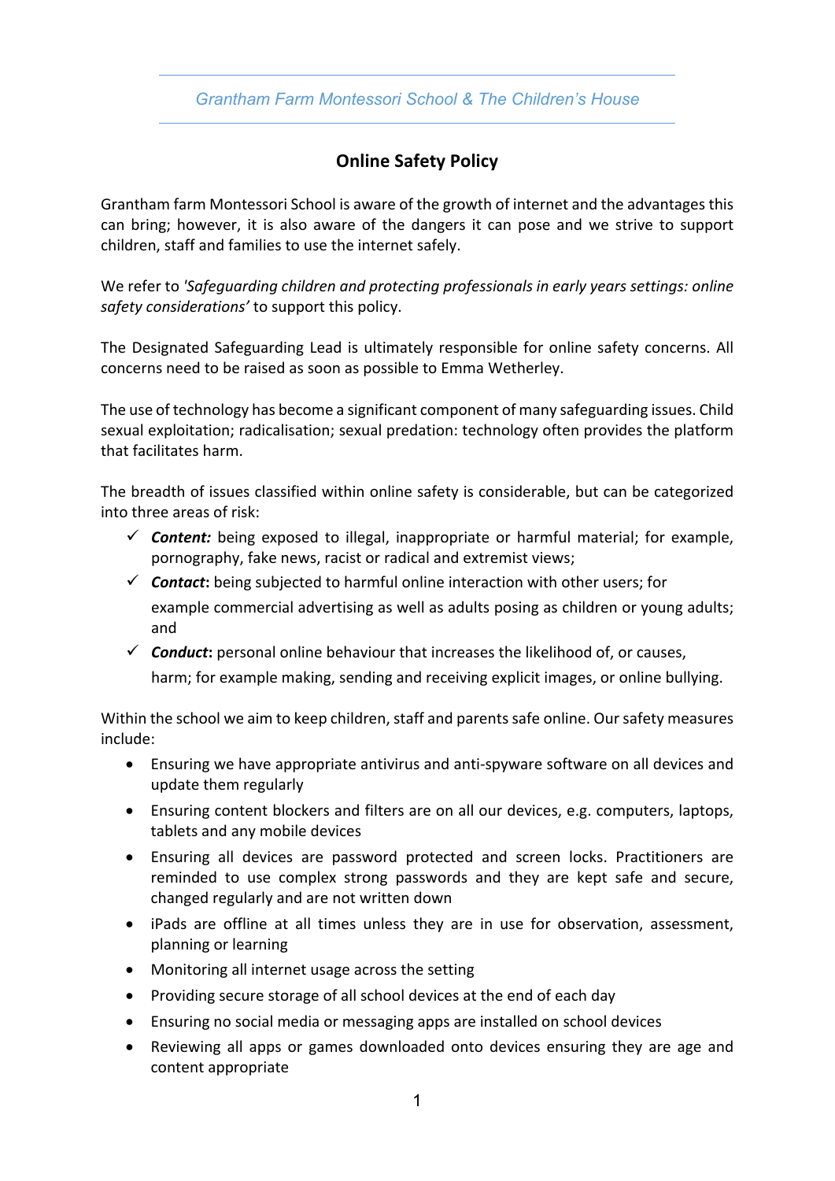Grantham Farm Montessori School & The Children's House

# Online Safety Policy

Grantham farm Montessori School is aware of the growth of internet and the advantages this can bring; however, it is also aware of the dangers it can pose and we strive to support children, staff and families to use the internet safely.

We refer to *'Safeguarding children and protecting professionals in early years settings: online safety considerations'* to support this policy.

The Designated Safeguarding Lead is ultimately responsible for online safety concerns. All concerns need to be raised as soon as possible to Emma Wetherley.

The use of technology has become a significant component of many safeguarding issues. Child sexual exploitation; radicalisation; sexual predation: technology often provides the platform that facilitates harm.

The breadth of issues classified within online safety is considerable, but can be categorized into three areas of risk:

- ✓ ***Content:*** being exposed to illegal, inappropriate or harmful material; for example, pornography, fake news, racist or radical and extremist views;
- ✓ ***Contact*****:** being subjected to harmful online interaction with other users; for example commercial advertising as well as adults posing as children or young adults; and
- ✓ ***Conduct*****:** personal online behaviour that increases the likelihood of, or causes, harm; for example making, sending and receiving explicit images, or online bullying.

Within the school we aim to keep children, staff and parents safe online. Our safety measures include:

- Ensuring we have appropriate antivirus and anti-spyware software on all devices and update them regularly
- Ensuring content blockers and filters are on all our devices, e.g. computers, laptops, tablets and any mobile devices
- Ensuring all devices are password protected and screen locks. Practitioners are reminded to use complex strong passwords and they are kept safe and secure, changed regularly and are not written down
- iPads are offline at all times unless they are in use for observation, assessment, planning or learning
- Monitoring all internet usage across the setting
- Providing secure storage of all school devices at the end of each day
- Ensuring no social media or messaging apps are installed on school devices
- Reviewing all apps or games downloaded onto devices ensuring they are age and content appropriate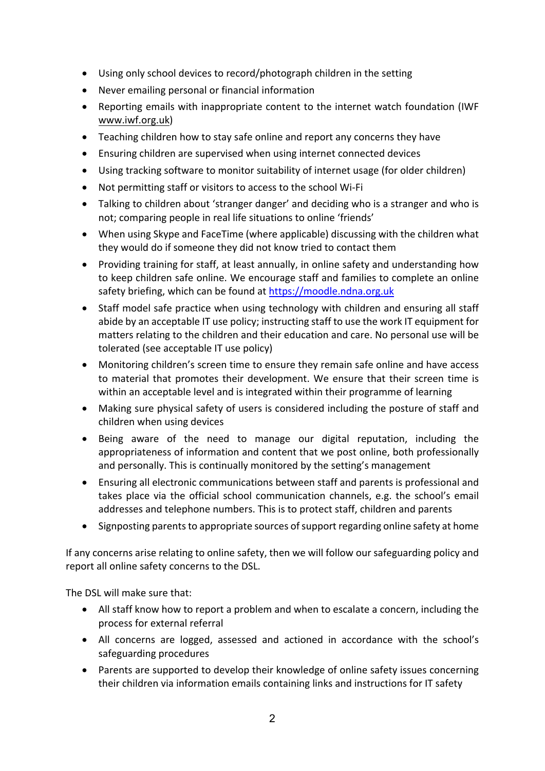- Using only school devices to record/photograph children in the setting
- Never emailing personal or financial information
- Reporting emails with inappropriate content to the internet watch foundation (IWF www.iwf.org.uk)
- Teaching children how to stay safe online and report any concerns they have
- Ensuring children are supervised when using internet connected devices
- Using tracking software to monitor suitability of internet usage (for older children)
- Not permitting staff or visitors to access to the school Wi-Fi
- Talking to children about 'stranger danger' and deciding who is a stranger and who is not; comparing people in real life situations to online 'friends'
- When using Skype and FaceTime (where applicable) discussing with the children what they would do if someone they did not know tried to contact them
- Providing training for staff, at least annually, in online safety and understanding how to keep children safe online. We encourage staff and families to complete an online safety briefing, which can be found at https://moodle.ndna.org.uk
- Staff model safe practice when using technology with children and ensuring all staff abide by an acceptable IT use policy; instructing staff to use the work IT equipment for matters relating to the children and their education and care. No personal use will be tolerated (see acceptable IT use policy)
- Monitoring children's screen time to ensure they remain safe online and have access to material that promotes their development. We ensure that their screen time is within an acceptable level and is integrated within their programme of learning
- Making sure physical safety of users is considered including the posture of staff and children when using devices
- Being aware of the need to manage our digital reputation, including the appropriateness of information and content that we post online, both professionally and personally. This is continually monitored by the setting's management
- Ensuring all electronic communications between staff and parents is professional and takes place via the official school communication channels, e.g. the school's email addresses and telephone numbers. This is to protect staff, children and parents
- Signposting parents to appropriate sources of support regarding online safety at home

If any concerns arise relating to online safety, then we will follow our safeguarding policy and report all online safety concerns to the DSL.

The DSL will make sure that:

- All staff know how to report a problem and when to escalate a concern, including the process for external referral
- All concerns are logged, assessed and actioned in accordance with the school's safeguarding procedures
- Parents are supported to develop their knowledge of online safety issues concerning their children via information emails containing links and instructions for IT safety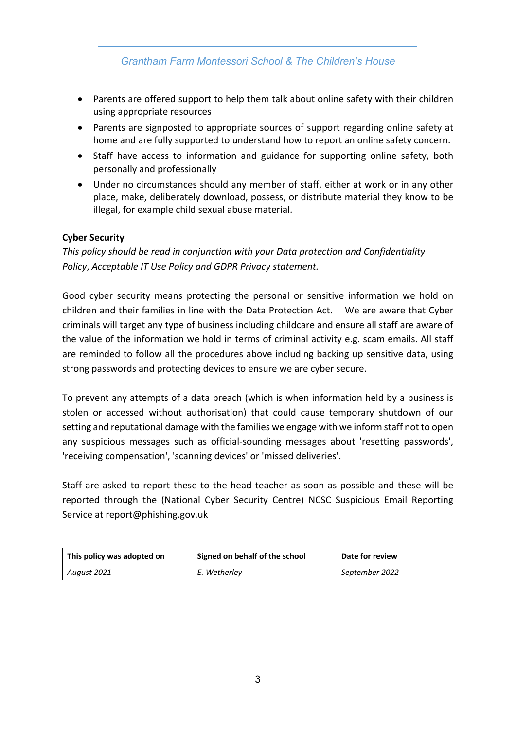- Parents are offered support to help them talk about online safety with their children using appropriate resources
- Parents are signposted to appropriate sources of support regarding online safety at home and are fully supported to understand how to report an online safety concern.
- Staff have access to information and guidance for supporting online safety, both personally and professionally
- Under no circumstances should any member of staff, either at work or in any other place, make, deliberately download, possess, or distribute material they know to be illegal, for example child sexual abuse material.

**Cyber Security**

*This policy should be read in conjunction with your Data protection and Confidentiality Policy*, *Acceptable IT Use Policy and GDPR Privacy statement.*

Good cyber security means protecting the personal or sensitive information we hold on children and their families in line with the Data Protection Act. We are aware that Cyber criminals will target any type of business including childcare and ensure all staff are aware of the value of the information we hold in terms of criminal activity e.g. scam emails. All staff are reminded to follow all the procedures above including backing up sensitive data, using strong passwords and protecting devices to ensure we are cyber secure.

To prevent any attempts of a data breach (which is when information held by a business is stolen or accessed without authorisation) that could cause temporary shutdown of our setting and reputational damage with the families we engage with we inform staff not to open any suspicious messages such as official-sounding messages about 'resetting passwords', 'receiving compensation', 'scanning devices' or 'missed deliveries'.

Staff are asked to report these to the head teacher as soon as possible and these will be reported through the (National Cyber Security Centre) NCSC Suspicious Email Reporting Service at report@phishing.gov.uk

| This policy was adopted on | Signed on behalf of the school | Date for review |
|---|---|---|
| *August 2021* | *E. Wetherley* | *September 2022* |